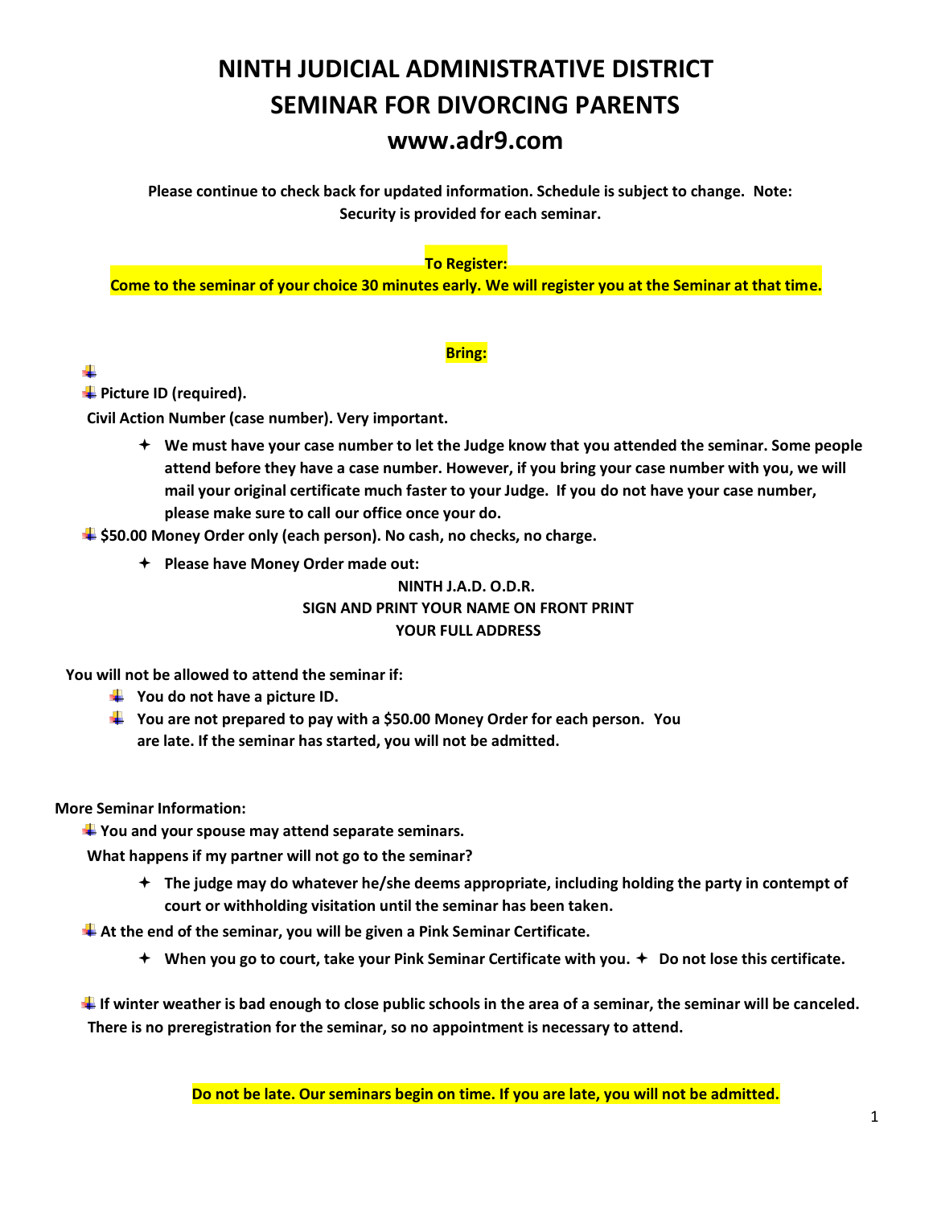// Title block
# NINTH JUDICIAL ADMINISTRATIVE DISTRICT
# SEMINAR FOR DIVORCING PARENTS
## www.adr9.com

**Please continue to check back for updated information. Schedule is subject to change. Note: Security is provided for each seminar.**

**To Register:**

**Come to the seminar of your choice 30 minutes early. We will register you at the Seminar at that time.**

**Bring:**

- **Picture ID (required).**
- **Civil Action Number (case number). Very important.**
  - **We must have your case number to let the Judge know that you attended the seminar. Some people attend before they have a case number. However, if you bring your case number with you, we will mail your original certificate much faster to your Judge. If you do not have your case number, please make sure to call our office once your do.**
- **$50.00 Money Order only (each person). No cash, no checks, no charge.**
  - **Please have Money Order made out:**

    **NINTH J.A.D. O.D.R.**

    **SIGN AND PRINT YOUR NAME ON FRONT PRINT YOUR FULL ADDRESS**

**You will not be allowed to attend the seminar if:**

- **You do not have a picture ID.**
- **You are not prepared to pay with a $50.00 Money Order for each person. You are late. If the seminar has started, you will not be admitted.**

**More Seminar Information:**

- **You and your spouse may attend separate seminars.**

  **What happens if my partner will not go to the seminar?**
  - **The judge may do whatever he/she deems appropriate, including holding the party in contempt of court or withholding visitation until the seminar has been taken.**
- **At the end of the seminar, you will be given a Pink Seminar Certificate.**
  - **When you go to court, take your Pink Seminar Certificate with you.**
  - **Do not lose this certificate.**
- **If winter weather is bad enough to close public schools in the area of a seminar, the seminar will be canceled.**

  **There is no preregistration for the seminar, so no appointment is necessary to attend.**

**Do not be late. Our seminars begin on time. If you are late, you will not be admitted.**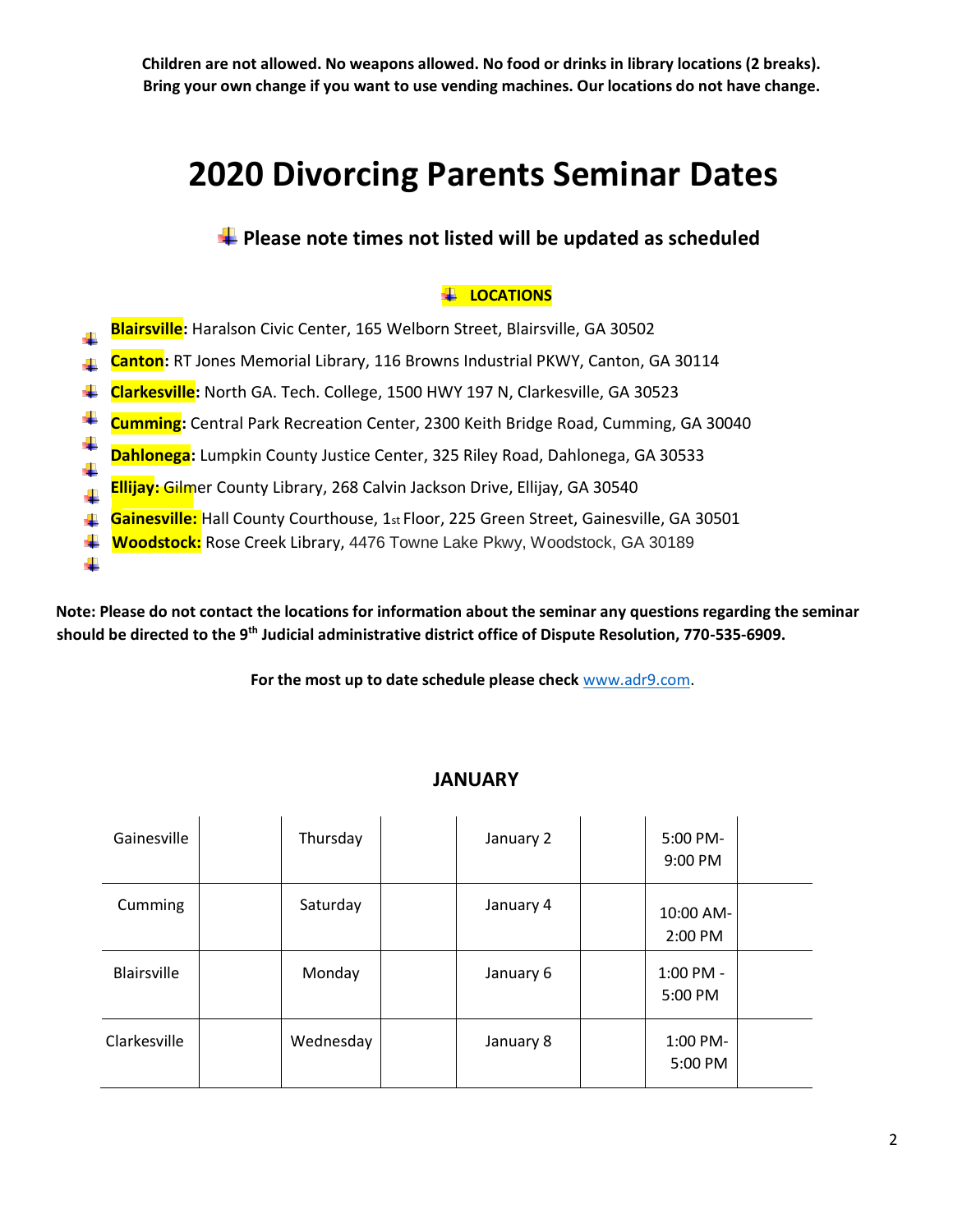**Children are not allowed. No weapons allowed. No food or drinks in library locations (2 breaks). Bring your own change if you want to use vending machines. Our locations do not have change.**

# 2020 Divorcing Parents Seminar Dates

### Please note times not listed will be updated as scheduled

**LOCATIONS**

- **Blairsville:** Haralson Civic Center, 165 Welborn Street, Blairsville, GA 30502
- **Canton:** RT Jones Memorial Library, 116 Browns Industrial PKWY, Canton, GA 30114
- **Clarkesville:** North GA. Tech. College, 1500 HWY 197 N, Clarkesville, GA 30523
- **Cumming:** Central Park Recreation Center, 2300 Keith Bridge Road, Cumming, GA 30040
- **Dahlonega:** Lumpkin County Justice Center, 325 Riley Road, Dahlonega, GA 30533
- **Ellijay:** Gilmer County Library, 268 Calvin Jackson Drive, Ellijay, GA 30540
- **Gainesville:** Hall County Courthouse, 1st Floor, 225 Green Street, Gainesville, GA 30501
- **Woodstock:** Rose Creek Library, 4476 Towne Lake Pkwy, Woodstock, GA 30189

**Note: Please do not contact the locations for information about the seminar any questions regarding the seminar should be directed to the 9th Judicial administrative district office of Dispute Resolution, 770-535-6909.**

**For the most up to date schedule please check** www.adr9.com.

## JANUARY

| | | | | | | | |
|---|---|---|---|---|---|---|---|
| Gainesville | | Thursday | | January 2 | | 5:00 PM-9:00 PM | |
| Cumming | | Saturday | | January 4 | | 10:00 AM-2:00 PM | |
| Blairsville | | Monday | | January 6 | | 1:00 PM - 5:00 PM | |
| Clarkesville | | Wednesday | | January 8 | | 1:00 PM-5:00 PM | |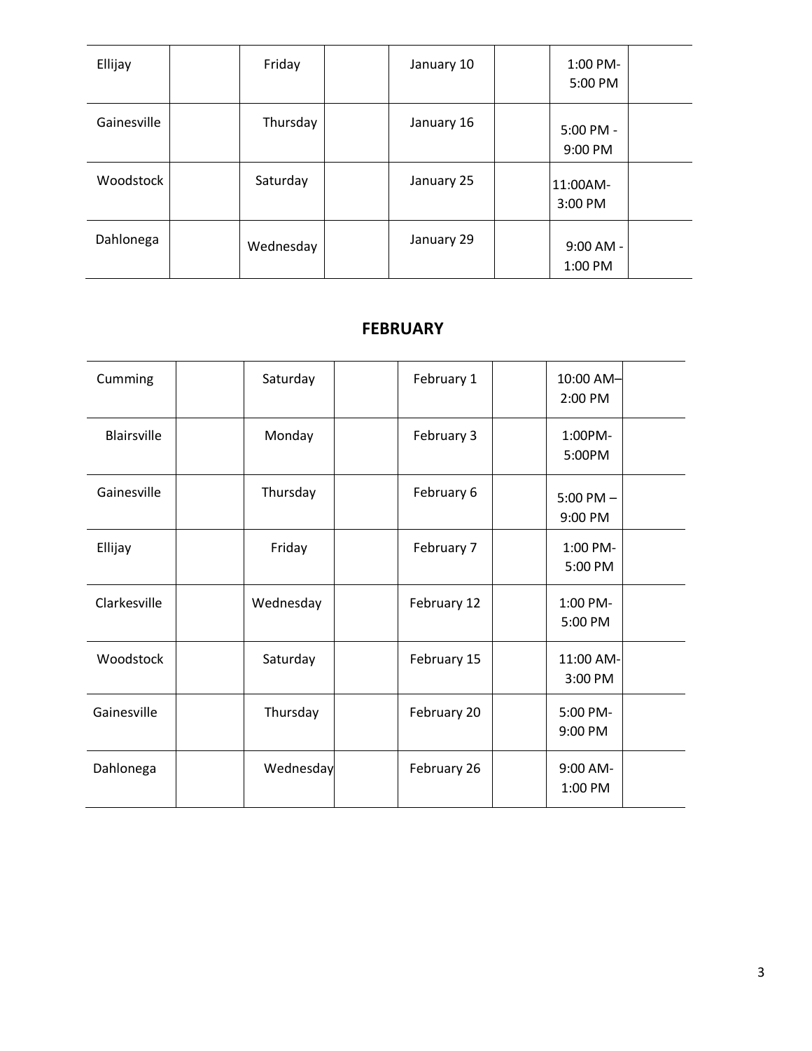| Ellijay | Friday | January 10 | 1:00 PM-5:00 PM |
|---|---|---|---|
| Gainesville | Thursday | January 16 | 5:00 PM - 9:00 PM |
| Woodstock | Saturday | January 25 | 11:00AM-3:00 PM |
| Dahlonega | Wednesday | January 29 | 9:00 AM - 1:00 PM |

## FEBRUARY

| Cumming | Saturday | February 1 | 10:00 AM–2:00 PM |
|---|---|---|---|
| Blairsville | Monday | February 3 | 1:00PM-5:00PM |
| Gainesville | Thursday | February 6 | 5:00 PM – 9:00 PM |
| Ellijay | Friday | February 7 | 1:00 PM-5:00 PM |
| Clarkesville | Wednesday | February 12 | 1:00 PM-5:00 PM |
| Woodstock | Saturday | February 15 | 11:00 AM-3:00 PM |
| Gainesville | Thursday | February 20 | 5:00 PM-9:00 PM |
| Dahlonega | Wednesday | February 26 | 9:00 AM-1:00 PM |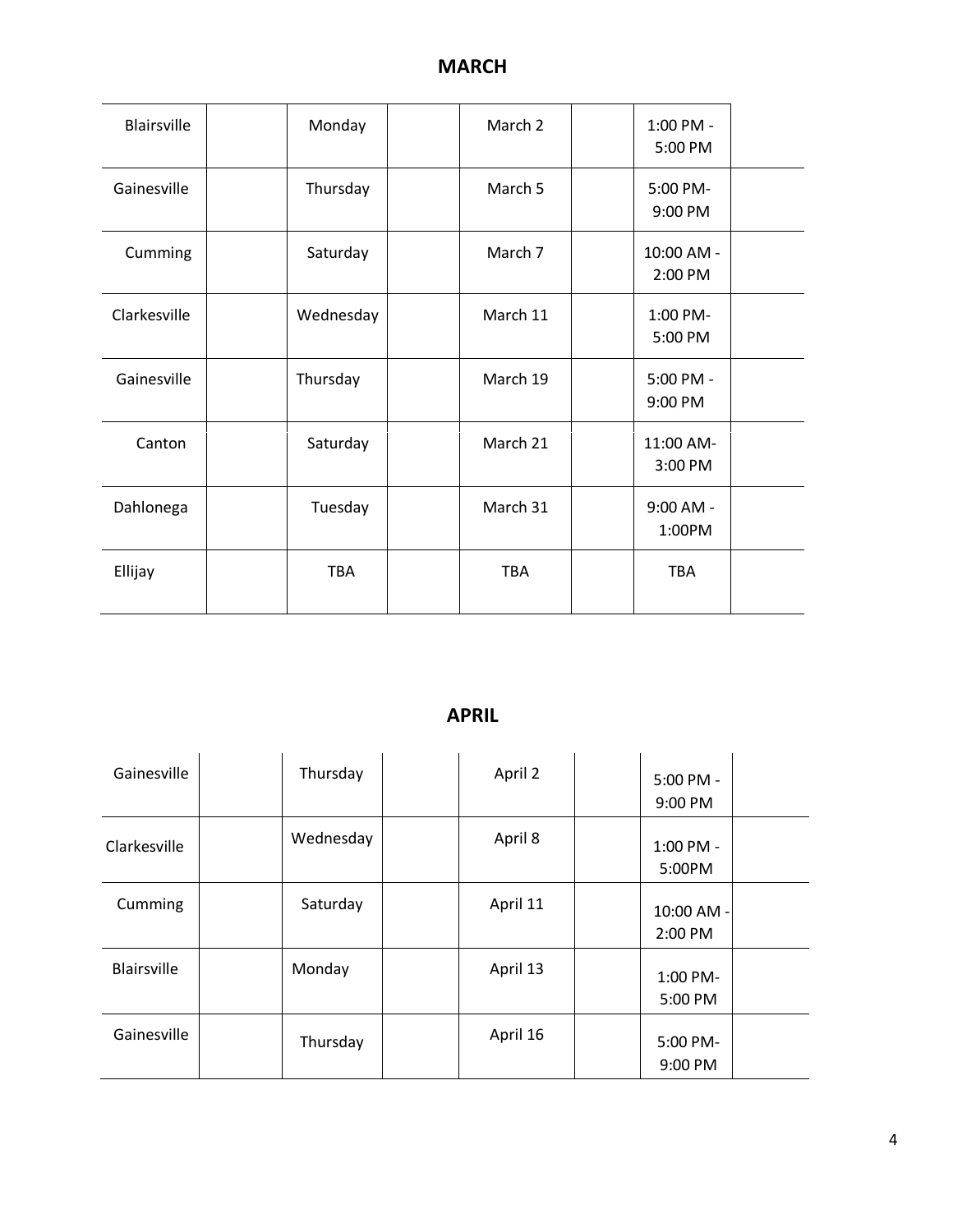## MARCH

| | | | |
|---|---|---|---|
| Blairsville | Monday | March 2 | 1:00 PM - 5:00 PM |
| Gainesville | Thursday | March 5 | 5:00 PM- 9:00 PM |
| Cumming | Saturday | March 7 | 10:00 AM - 2:00 PM |
| Clarkesville | Wednesday | March 11 | 1:00 PM- 5:00 PM |
| Gainesville | Thursday | March 19 | 5:00 PM - 9:00 PM |
| Canton | Saturday | March 21 | 11:00 AM- 3:00 PM |
| Dahlonega | Tuesday | March 31 | 9:00 AM - 1:00PM |
| Ellijay | TBA | TBA | TBA |

## APRIL

| | | | |
|---|---|---|---|
| Gainesville | Thursday | April 2 | 5:00 PM - 9:00 PM |
| Clarkesville | Wednesday | April 8 | 1:00 PM - 5:00PM |
| Cumming | Saturday | April 11 | 10:00 AM - 2:00 PM |
| Blairsville | Monday | April 13 | 1:00 PM- 5:00 PM |
| Gainesville | Thursday | April 16 | 5:00 PM- 9:00 PM |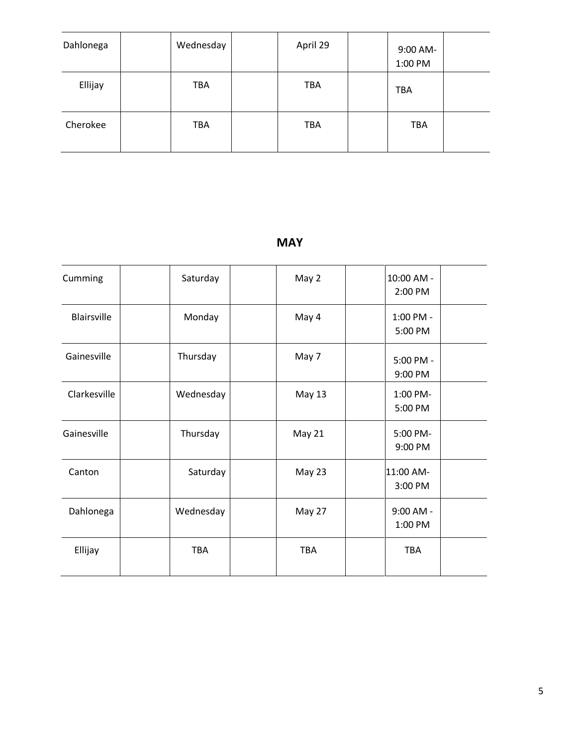| | | | | | | | |
|---|---|---|---|---|---|---|---|
| Dahlonega | | Wednesday | | April 29 | | 9:00 AM-1:00 PM | |
| Ellijay | | TBA | | TBA | | TBA | |
| Cherokee | | TBA | | TBA | | TBA | |

## MAY

| | | | | | | | |
|---|---|---|---|---|---|---|---|
| Cumming | | Saturday | | May 2 | | 10:00 AM - 2:00 PM | |
| Blairsville | | Monday | | May 4 | | 1:00 PM - 5:00 PM | |
| Gainesville | | Thursday | | May 7 | | 5:00 PM - 9:00 PM | |
| Clarkesville | | Wednesday | | May 13 | | 1:00 PM-5:00 PM | |
| Gainesville | | Thursday | | May 21 | | 5:00 PM-9:00 PM | |
| Canton | | Saturday | | May 23 | | 11:00 AM-3:00 PM | |
| Dahlonega | | Wednesday | | May 27 | | 9:00 AM - 1:00 PM | |
| Ellijay | | TBA | | TBA | | TBA | |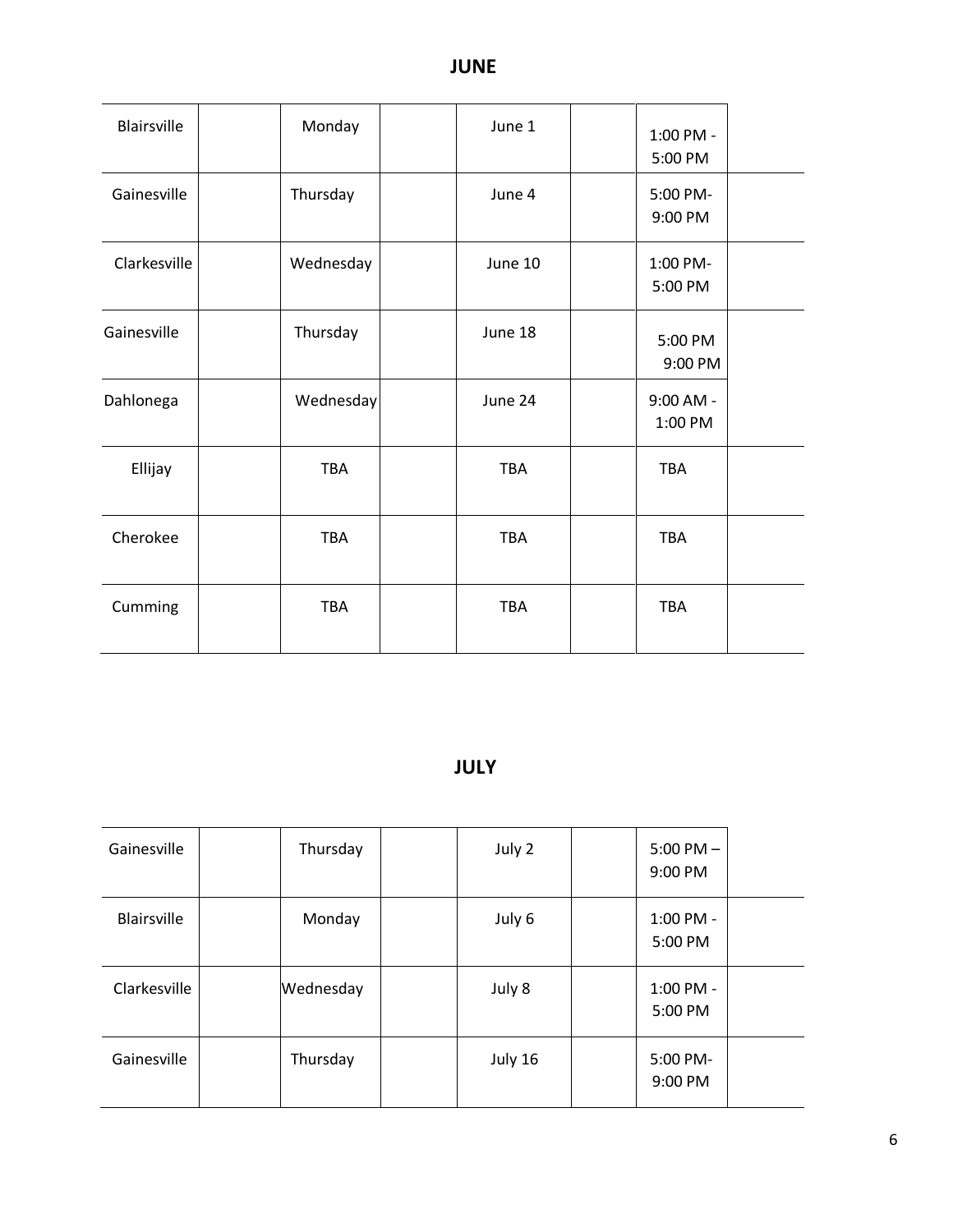## JUNE

| | | | |
|---|---|---|---|
| Blairsville | Monday | June 1 | 1:00 PM - 5:00 PM |
| Gainesville | Thursday | June 4 | 5:00 PM- 9:00 PM |
| Clarkesville | Wednesday | June 10 | 1:00 PM- 5:00 PM |
| Gainesville | Thursday | June 18 | 5:00 PM 9:00 PM |
| Dahlonega | Wednesday | June 24 | 9:00 AM - 1:00 PM |
| Ellijay | TBA | TBA | TBA |
| Cherokee | TBA | TBA | TBA |
| Cumming | TBA | TBA | TBA |

## JULY

| | | | |
|---|---|---|---|
| Gainesville | Thursday | July 2 | 5:00 PM – 9:00 PM |
| Blairsville | Monday | July 6 | 1:00 PM - 5:00 PM |
| Clarkesville | Wednesday | July 8 | 1:00 PM - 5:00 PM |
| Gainesville | Thursday | July 16 | 5:00 PM- 9:00 PM |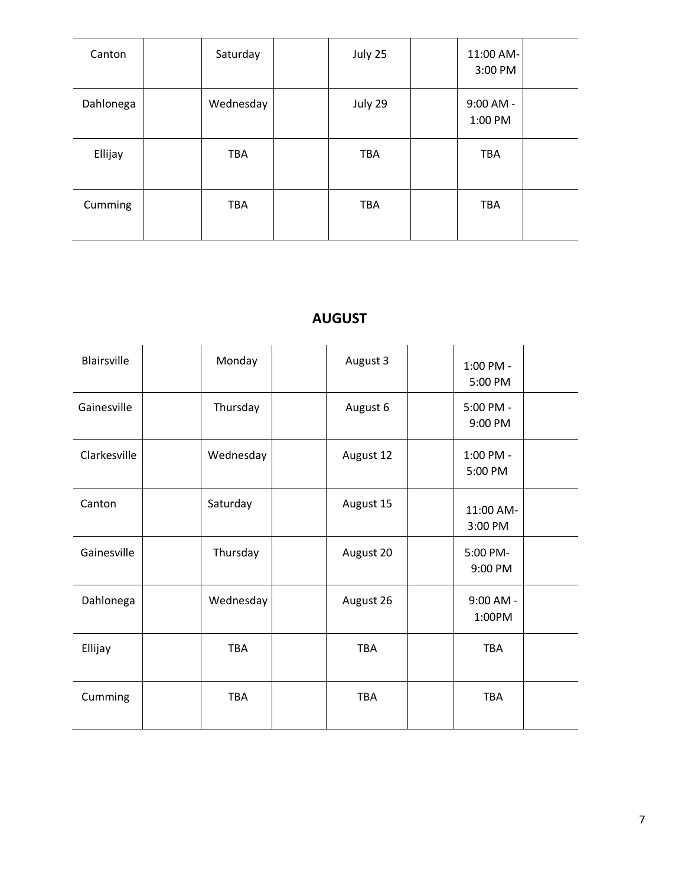| Canton | Saturday | July 25 | 11:00 AM- 3:00 PM |
|---|---|---|---|
| Dahlonega | Wednesday | July 29 | 9:00 AM - 1:00 PM |
| Ellijay | TBA | TBA | TBA |
| Cumming | TBA | TBA | TBA |

## AUGUST

| Blairsville | Monday | August 3 | 1:00 PM - 5:00 PM |
|---|---|---|---|
| Gainesville | Thursday | August 6 | 5:00 PM - 9:00 PM |
| Clarkesville | Wednesday | August 12 | 1:00 PM - 5:00 PM |
| Canton | Saturday | August 15 | 11:00 AM- 3:00 PM |
| Gainesville | Thursday | August 20 | 5:00 PM- 9:00 PM |
| Dahlonega | Wednesday | August 26 | 9:00 AM - 1:00PM |
| Ellijay | TBA | TBA | TBA |
| Cumming | TBA | TBA | TBA |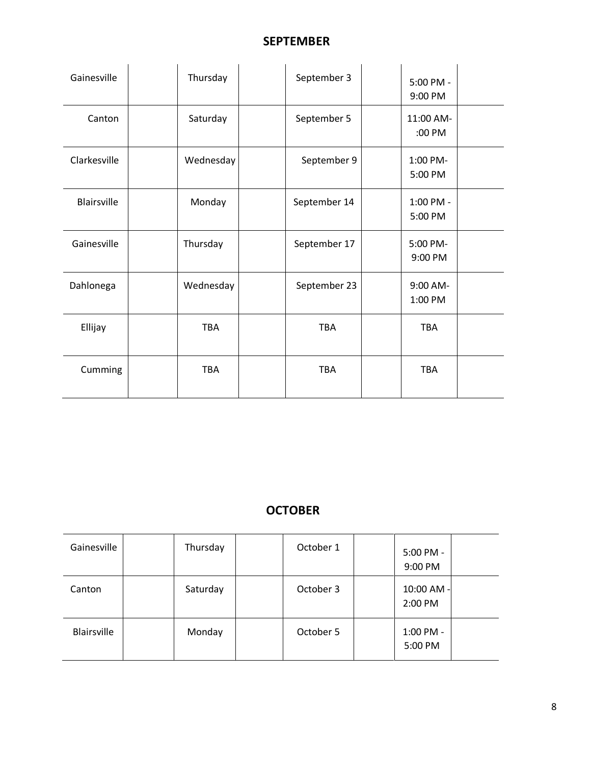## SEPTEMBER

| | | | | | | | |
|---|---|---|---|---|---|---|---|
| Gainesville | | Thursday | | September 3 | | 5:00 PM - 9:00 PM | |
| Canton | | Saturday | | September 5 | | 11:00 AM- :00 PM | |
| Clarkesville | | Wednesday | | September 9 | | 1:00 PM- 5:00 PM | |
| Blairsville | | Monday | | September 14 | | 1:00 PM - 5:00 PM | |
| Gainesville | | Thursday | | September 17 | | 5:00 PM- 9:00 PM | |
| Dahlonega | | Wednesday | | September 23 | | 9:00 AM- 1:00 PM | |
| Ellijay | | TBA | | TBA | | TBA | |
| Cumming | | TBA | | TBA | | TBA | |

## OCTOBER

| | | | | | | | |
|---|---|---|---|---|---|---|---|
| Gainesville | | Thursday | | October 1 | | 5:00 PM - 9:00 PM | |
| Canton | | Saturday | | October 3 | | 10:00 AM - 2:00 PM | |
| Blairsville | | Monday | | October 5 | | 1:00 PM - 5:00 PM | |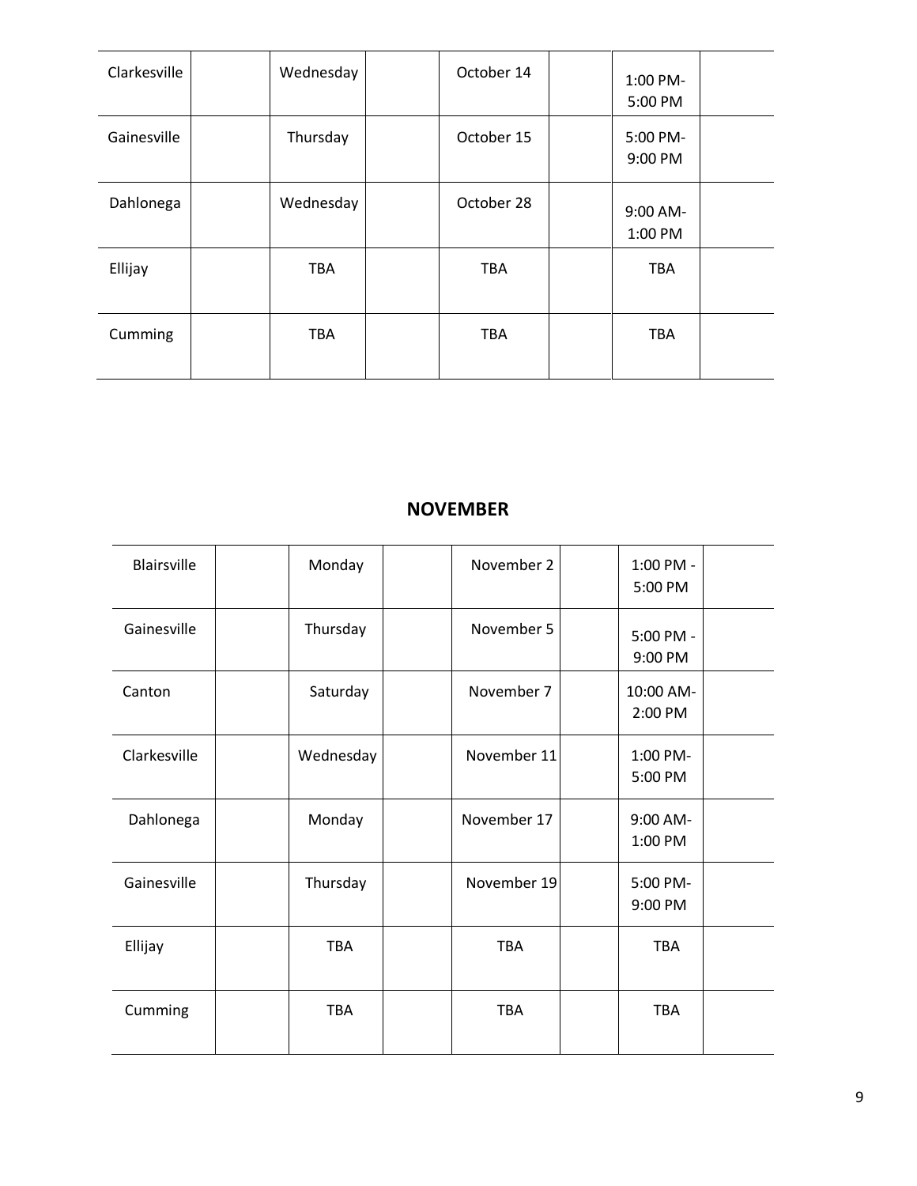| Clarkesville | | Wednesday | | October 14 | | 1:00 PM-5:00 PM | |
|---|---|---|---|---|---|---|---|
| Gainesville | | Thursday | | October 15 | | 5:00 PM-9:00 PM | |
| Dahlonega | | Wednesday | | October 28 | | 9:00 AM-1:00 PM | |
| Ellijay | | TBA | | TBA | | TBA | |
| Cumming | | TBA | | TBA | | TBA | |

## NOVEMBER

| Blairsville | | Monday | | November 2 | | 1:00 PM - 5:00 PM | |
|---|---|---|---|---|---|---|---|
| Gainesville | | Thursday | | November 5 | | 5:00 PM - 9:00 PM | |
| Canton | | Saturday | | November 7 | | 10:00 AM-2:00 PM | |
| Clarkesville | | Wednesday | | November 11 | | 1:00 PM-5:00 PM | |
| Dahlonega | | Monday | | November 17 | | 9:00 AM-1:00 PM | |
| Gainesville | | Thursday | | November 19 | | 5:00 PM-9:00 PM | |
| Ellijay | | TBA | | TBA | | TBA | |
| Cumming | | TBA | | TBA | | TBA | |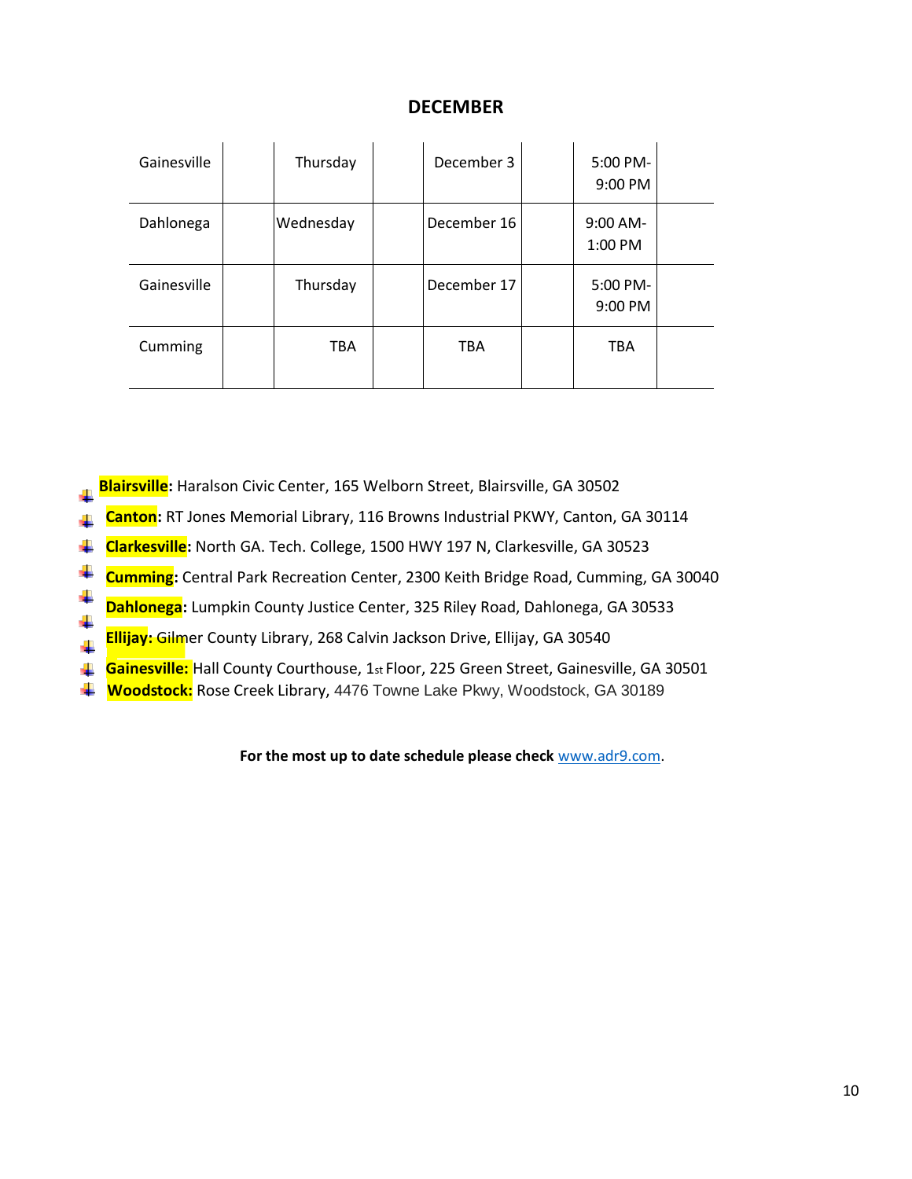## DECEMBER

| | | | |
|---|---|---|---|
| Gainesville | Thursday | December 3 | 5:00 PM-9:00 PM |
| Dahlonega | Wednesday | December 16 | 9:00 AM-1:00 PM |
| Gainesville | Thursday | December 17 | 5:00 PM-9:00 PM |
| Cumming | TBA | TBA | TBA |

- **Blairsville:** Haralson Civic Center, 165 Welborn Street, Blairsville, GA 30502
- **Canton:** RT Jones Memorial Library, 116 Browns Industrial PKWY, Canton, GA 30114
- **Clarkesville:** North GA. Tech. College, 1500 HWY 197 N, Clarkesville, GA 30523
- **Cumming:** Central Park Recreation Center, 2300 Keith Bridge Road, Cumming, GA 30040
- **Dahlonega:** Lumpkin County Justice Center, 325 Riley Road, Dahlonega, GA 30533
- **Ellijay:** Gilmer County Library, 268 Calvin Jackson Drive, Ellijay, GA 30540
- **Gainesville:** Hall County Courthouse, 1st Floor, 225 Green Street, Gainesville, GA 30501
- **Woodstock:** Rose Creek Library, 4476 Towne Lake Pkwy, Woodstock, GA 30189

**For the most up to date schedule please check** www.adr9.com.